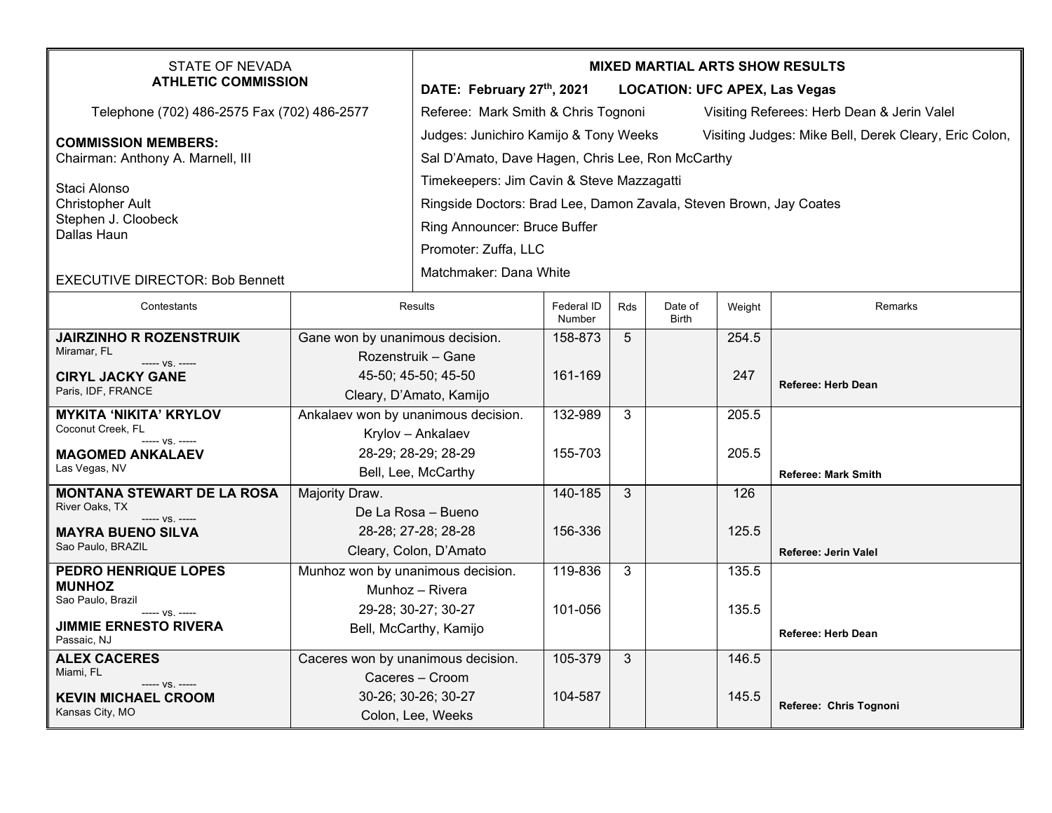| STATE OF NEVADA<br>**ATHLETIC COMMISSION**<br><br>Telephone (702) 486-2575 Fax (702) 486-2577<br><br>**COMMISSION MEMBERS:**<br>Chairman: Anthony A. Marnell, III<br><br>Staci Alonso<br>Christopher Ault<br>Stephen J. Cloobeck<br>Dallas Haun<br><br>EXECUTIVE DIRECTOR: Bob Bennett | **MIXED MARTIAL ARTS SHOW RESULTS**<br>**DATE: February 27th, 2021 LOCATION: UFC APEX, Las Vegas**<br>Referee: Mark Smith & Chris Tognoni Visiting Referees: Herb Dean & Jerin Valel<br>Judges: Junichiro Kamijo & Tony Weeks Visiting Judges: Mike Bell, Derek Cleary, Eric Colon, Sal D'Amato, Dave Hagen, Chris Lee, Ron McCarthy<br>Timekeepers: Jim Cavin & Steve Mazzagatti<br>Ringside Doctors: Brad Lee, Damon Zavala, Steven Brown, Jay Coates<br>Ring Announcer: Bruce Buffer<br>Promoter: Zuffa, LLC<br>Matchmaker: Dana White |
|---|---|

| Contestants | Results | Federal ID Number | Rds | Date of Birth | Weight | Remarks |
|---|---|---|---|---|---|---|
| **JAIRZINHO R ROZENSTRUIK**<br>Miramar, FL<br>----- vs. -----<br>**CIRYL JACKY GANE**<br>Paris, IDF, FRANCE | Gane won by unanimous decision.<br>Rozenstruik – Gane<br>45-50; 45-50; 45-50<br>Cleary, D'Amato, Kamijo | 158-873<br><br>161-169 | 5 | | 254.5<br><br>247 | **Referee: Herb Dean** |
| **MYKITA 'NIKITA' KRYLOV**<br>Coconut Creek, FL<br>----- vs. -----<br>**MAGOMED ANKALAEV**<br>Las Vegas, NV | Ankalaev won by unanimous decision.<br>Krylov – Ankalaev<br>28-29; 28-29; 28-29<br>Bell, Lee, McCarthy | 132-989<br><br>155-703 | 3 | | 205.5<br><br>205.5 | **Referee: Mark Smith** |
| **MONTANA STEWART DE LA ROSA**<br>River Oaks, TX<br>----- vs. -----<br>**MAYRA BUENO SILVA**<br>Sao Paulo, BRAZIL | Majority Draw.<br>De La Rosa – Bueno<br>28-28; 27-28; 28-28<br>Cleary, Colon, D'Amato | 140-185<br><br>156-336 | 3 | | 126<br><br>125.5 | **Referee: Jerin Valel** |
| **PEDRO HENRIQUE LOPES MUNHOZ**<br>Sao Paulo, Brazil<br>----- vs. -----<br>**JIMMIE ERNESTO RIVERA**<br>Passaic, NJ | Munhoz won by unanimous decision.<br>Munhoz – Rivera<br>29-28; 30-27; 30-27<br>Bell, McCarthy, Kamijo | 119-836<br><br>101-056 | 3 | | 135.5<br><br>135.5 | **Referee: Herb Dean** |
| **ALEX CACERES**<br>Miami, FL<br>----- vs. -----<br>**KEVIN MICHAEL CROOM**<br>Kansas City, MO | Caceres won by unanimous decision.<br>Caceres – Croom<br>30-26; 30-26; 30-27<br>Colon, Lee, Weeks | 105-379<br><br>104-587 | 3 | | 146.5<br><br>145.5 | **Referee: Chris Tognoni** |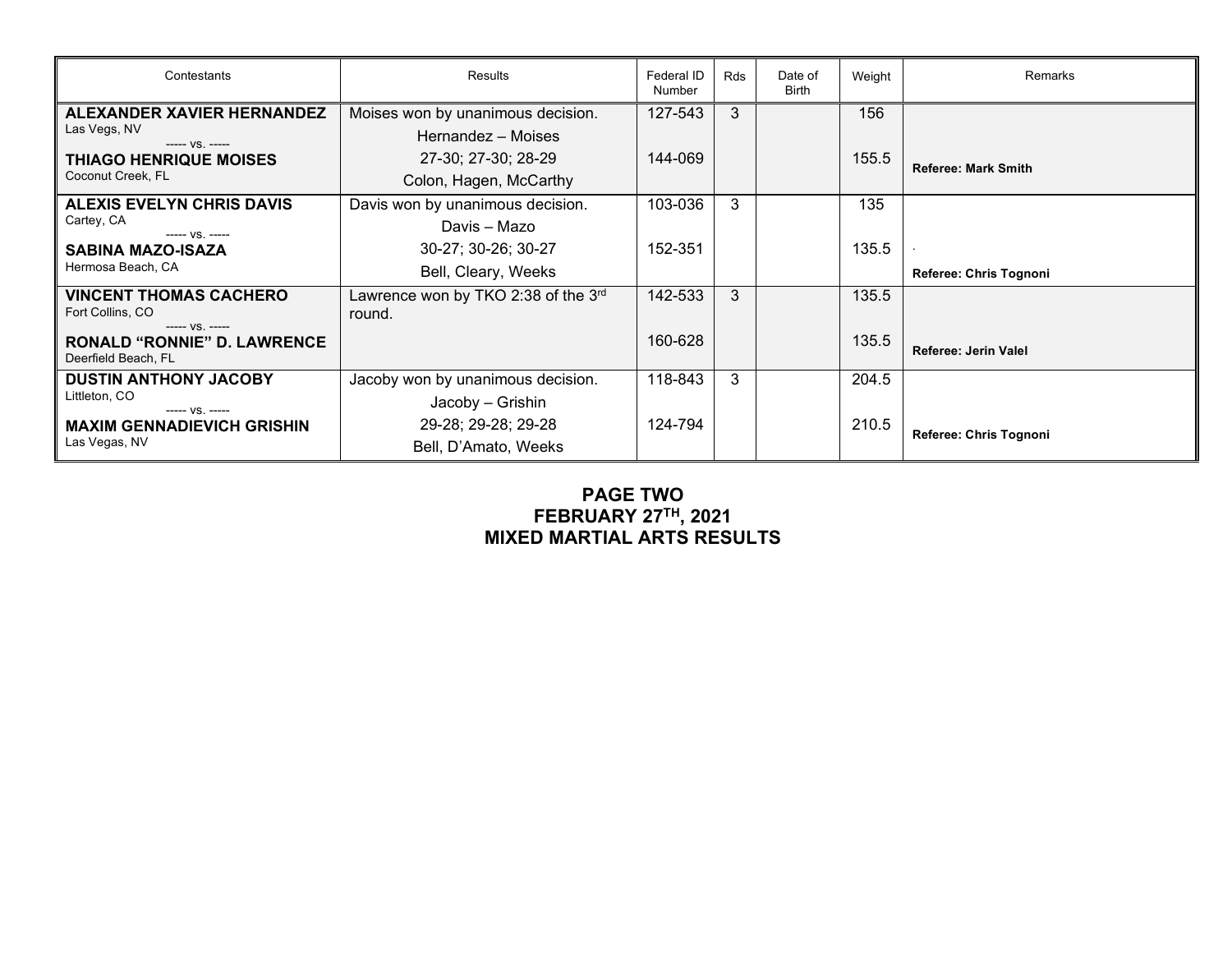| Contestants | Results | Federal ID Number | Rds | Date of Birth | Weight | Remarks |
|---|---|---|---|---|---|---|
| **ALEXANDER XAVIER HERNANDEZ** Las Vegs, NV ----- vs. ----- **THIAGO HENRIQUE MOISES** Coconut Creek, FL | Moises won by unanimous decision. Hernandez – Moises 27-30; 27-30; 28-29 Colon, Hagen, McCarthy | 127-543 144-069 | 3 | | 156 155.5 | **Referee: Mark Smith** |
| **ALEXIS EVELYN CHRIS DAVIS** Cartey, CA ----- vs. ----- **SABINA MAZO-ISAZA** Hermosa Beach, CA | Davis won by unanimous decision. Davis – Mazo 30-27; 30-26; 30-27 Bell, Cleary, Weeks | 103-036 152-351 | 3 | | 135 135.5 | . **Referee: Chris Tognoni** |
| **VINCENT THOMAS CACHERO** Fort Collins, CO ----- vs. ----- **RONALD "RONNIE" D. LAWRENCE** Deerfield Beach, FL | Lawrence won by TKO 2:38 of the 3rd round. | 142-533 160-628 | 3 | | 135.5 135.5 | **Referee: Jerin Valel** |
| **DUSTIN ANTHONY JACOBY** Littleton, CO ----- vs. ----- **MAXIM GENNADIEVICH GRISHIN** Las Vegas, NV | Jacoby won by unanimous decision. Jacoby – Grishin 29-28; 29-28; 29-28 Bell, D'Amato, Weeks | 118-843 124-794 | 3 | | 204.5 210.5 | **Referee: Chris Tognoni** |

**PAGE TWO**
**FEBRUARY 27TH, 2021**
**MIXED MARTIAL ARTS RESULTS**